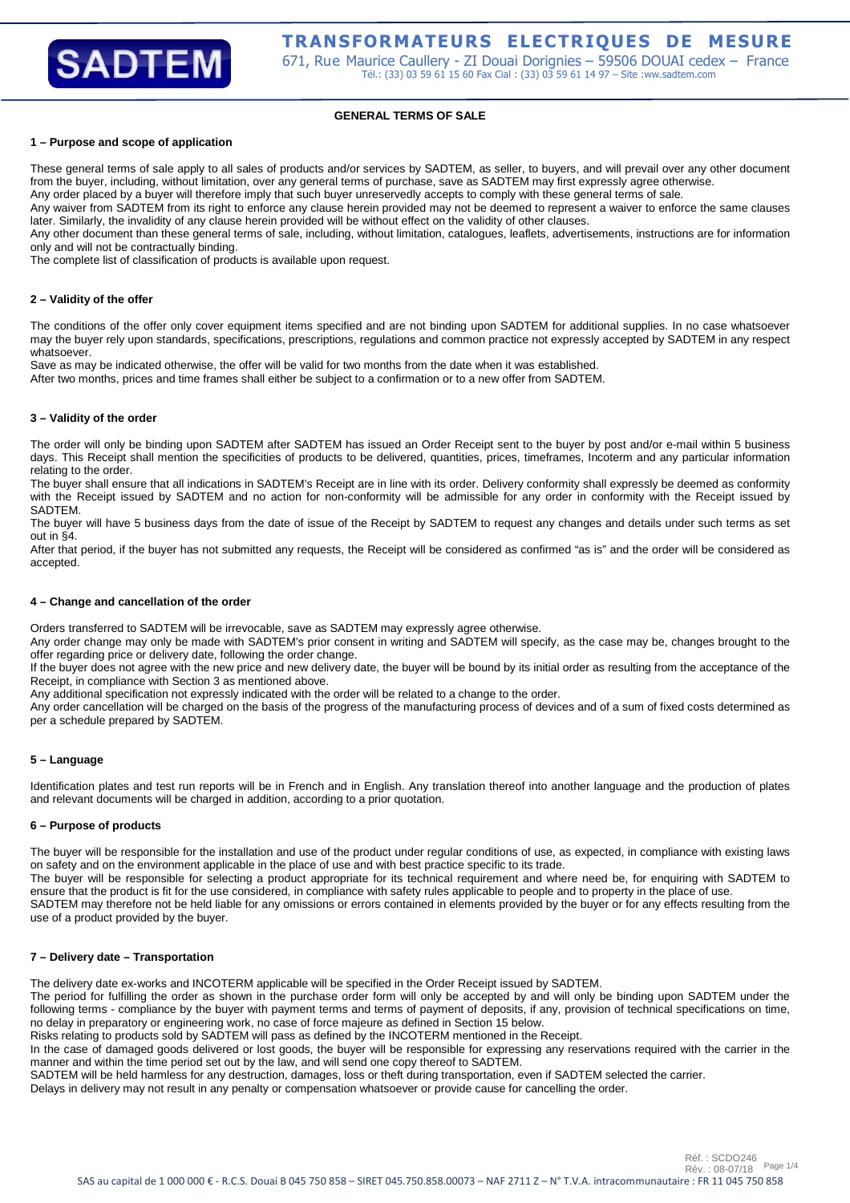# GENERAL TERMS OF SALE

## 1 – Purpose and scope of application

These general terms of sale apply to all sales of products and/or services by SADTEM, as seller, to buyers, and will prevail over any other document from the buyer, including, without limitation, over any general terms of purchase, save as SADTEM may first expressly agree otherwise.
Any order placed by a buyer will therefore imply that such buyer unreservedly accepts to comply with these general terms of sale.
Any waiver from SADTEM from its right to enforce any clause herein provided may not be deemed to represent a waiver to enforce the same clauses later. Similarly, the invalidity of any clause herein provided will be without effect on the validity of other clauses.
Any other document than these general terms of sale, including, without limitation, catalogues, leaflets, advertisements, instructions are for information only and will not be contractually binding.
The complete list of classification of products is available upon request.

## 2 – Validity of the offer

The conditions of the offer only cover equipment items specified and are not binding upon SADTEM for additional supplies. In no case whatsoever may the buyer rely upon standards, specifications, prescriptions, regulations and common practice not expressly accepted by SADTEM in any respect whatsoever.
Save as may be indicated otherwise, the offer will be valid for two months from the date when it was established.
After two months, prices and time frames shall either be subject to a confirmation or to a new offer from SADTEM.

## 3 – Validity of the order

The order will only be binding upon SADTEM after SADTEM has issued an Order Receipt sent to the buyer by post and/or e-mail within 5 business days. This Receipt shall mention the specificities of products to be delivered, quantities, prices, timeframes, Incoterm and any particular information relating to the order.
The buyer shall ensure that all indications in SADTEM's Receipt are in line with its order. Delivery conformity shall expressly be deemed as conformity with the Receipt issued by SADTEM and no action for non-conformity will be admissible for any order in conformity with the Receipt issued by SADTEM.
The buyer will have 5 business days from the date of issue of the Receipt by SADTEM to request any changes and details under such terms as set out in §4.
After that period, if the buyer has not submitted any requests, the Receipt will be considered as confirmed "as is" and the order will be considered as accepted.

## 4 – Change and cancellation of the order

Orders transferred to SADTEM will be irrevocable, save as SADTEM may expressly agree otherwise.
Any order change may only be made with SADTEM's prior consent in writing and SADTEM will specify, as the case may be, changes brought to the offer regarding price or delivery date, following the order change.
If the buyer does not agree with the new price and new delivery date, the buyer will be bound by its initial order as resulting from the acceptance of the Receipt, in compliance with Section 3 as mentioned above.
Any additional specification not expressly indicated with the order will be related to a change to the order.
Any order cancellation will be charged on the basis of the progress of the manufacturing process of devices and of a sum of fixed costs determined as per a schedule prepared by SADTEM.

## 5 – Language

Identification plates and test run reports will be in French and in English. Any translation thereof into another language and the production of plates and relevant documents will be charged in addition, according to a prior quotation.

## 6 – Purpose of products

The buyer will be responsible for the installation and use of the product under regular conditions of use, as expected, in compliance with existing laws on safety and on the environment applicable in the place of use and with best practice specific to its trade.
The buyer will be responsible for selecting a product appropriate for its technical requirement and where need be, for enquiring with SADTEM to ensure that the product is fit for the use considered, in compliance with safety rules applicable to people and to property in the place of use.
SADTEM may therefore not be held liable for any omissions or errors contained in elements provided by the buyer or for any effects resulting from the use of a product provided by the buyer.

## 7 – Delivery date – Transportation

The delivery date ex-works and INCOTERM applicable will be specified in the Order Receipt issued by SADTEM.
The period for fulfilling the order as shown in the purchase order form will only be accepted by and will only be binding upon SADTEM under the following terms - compliance by the buyer with payment terms and terms of payment of deposits, if any, provision of technical specifications on time, no delay in preparatory or engineering work, no case of force majeure as defined in Section 15 below.
Risks relating to products sold by SADTEM will pass as defined by the INCOTERM mentioned in the Receipt.
In the case of damaged goods delivered or lost goods, the buyer will be responsible for expressing any reservations required with the carrier in the manner and within the time period set out by the law, and will send one copy thereof to SADTEM.
SADTEM will be held harmless for any destruction, damages, loss or theft during transportation, even if SADTEM selected the carrier.
Delays in delivery may not result in any penalty or compensation whatsoever or provide cause for cancelling the order.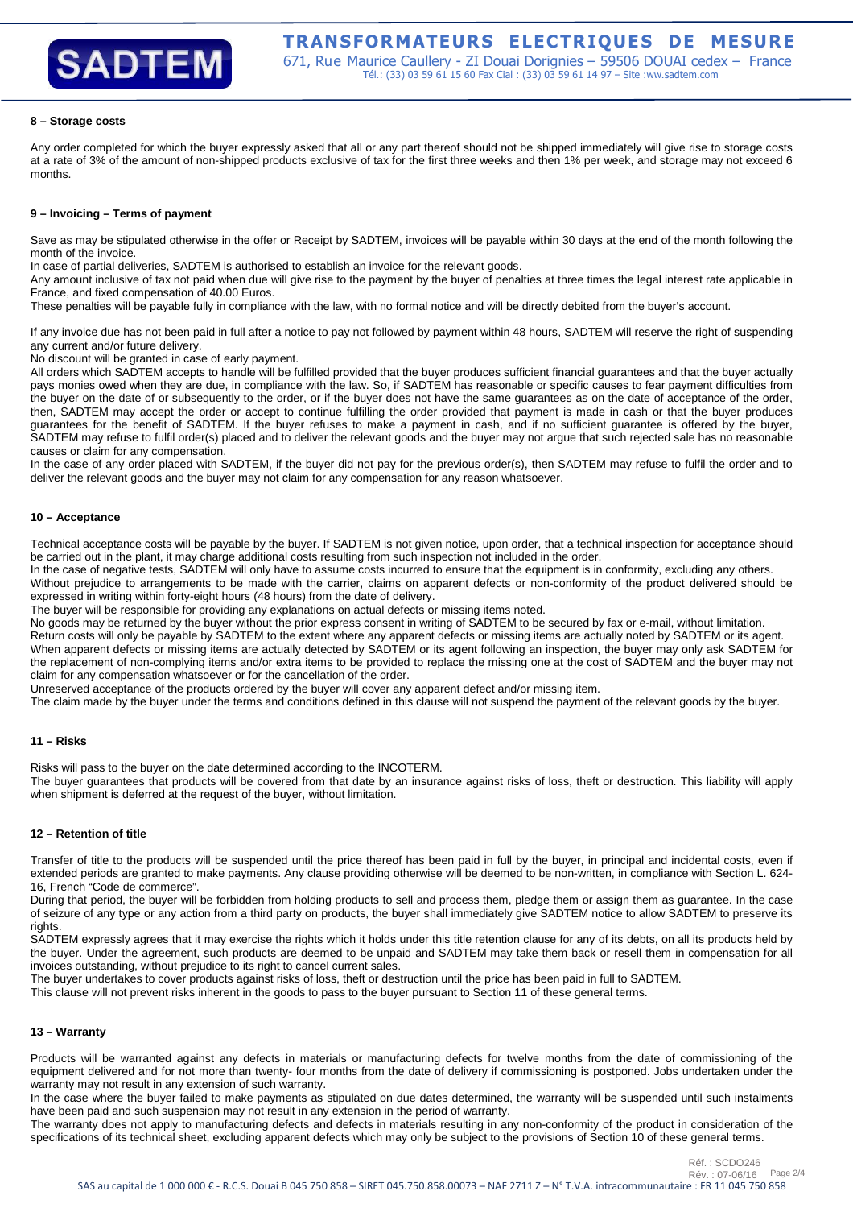## 8 – Storage costs

Any order completed for which the buyer expressly asked that all or any part thereof should not be shipped immediately will give rise to storage costs at a rate of 3% of the amount of non-shipped products exclusive of tax for the first three weeks and then 1% per week, and storage may not exceed 6 months.

## 9 – Invoicing – Terms of payment

Save as may be stipulated otherwise in the offer or Receipt by SADTEM, invoices will be payable within 30 days at the end of the month following the month of the invoice.
In case of partial deliveries, SADTEM is authorised to establish an invoice for the relevant goods.
Any amount inclusive of tax not paid when due will give rise to the payment by the buyer of penalties at three times the legal interest rate applicable in France, and fixed compensation of 40.00 Euros.
These penalties will be payable fully in compliance with the law, with no formal notice and will be directly debited from the buyer's account.

If any invoice due has not been paid in full after a notice to pay not followed by payment within 48 hours, SADTEM will reserve the right of suspending any current and/or future delivery.
No discount will be granted in case of early payment.
All orders which SADTEM accepts to handle will be fulfilled provided that the buyer produces sufficient financial guarantees and that the buyer actually pays monies owed when they are due, in compliance with the law. So, if SADTEM has reasonable or specific causes to fear payment difficulties from the buyer on the date of or subsequently to the order, or if the buyer does not have the same guarantees as on the date of acceptance of the order, then, SADTEM may accept the order or accept to continue fulfilling the order provided that payment is made in cash or that the buyer produces guarantees for the benefit of SADTEM. If the buyer refuses to make a payment in cash, and if no sufficient guarantee is offered by the buyer, SADTEM may refuse to fulfil order(s) placed and to deliver the relevant goods and the buyer may not argue that such rejected sale has no reasonable causes or claim for any compensation.
In the case of any order placed with SADTEM, if the buyer did not pay for the previous order(s), then SADTEM may refuse to fulfil the order and to deliver the relevant goods and the buyer may not claim for any compensation for any reason whatsoever.

## 10 – Acceptance

Technical acceptance costs will be payable by the buyer. If SADTEM is not given notice, upon order, that a technical inspection for acceptance should be carried out in the plant, it may charge additional costs resulting from such inspection not included in the order.
In the case of negative tests, SADTEM will only have to assume costs incurred to ensure that the equipment is in conformity, excluding any others.
Without prejudice to arrangements to be made with the carrier, claims on apparent defects or non-conformity of the product delivered should be expressed in writing within forty-eight hours (48 hours) from the date of delivery.
The buyer will be responsible for providing any explanations on actual defects or missing items noted.
No goods may be returned by the buyer without the prior express consent in writing of SADTEM to be secured by fax or e-mail, without limitation.
Return costs will only be payable by SADTEM to the extent where any apparent defects or missing items are actually noted by SADTEM or its agent.
When apparent defects or missing items are actually detected by SADTEM or its agent following an inspection, the buyer may only ask SADTEM for the replacement of non-complying items and/or extra items to be provided to replace the missing one at the cost of SADTEM and the buyer may not claim for any compensation whatsoever or for the cancellation of the order.
Unreserved acceptance of the products ordered by the buyer will cover any apparent defect and/or missing item.
The claim made by the buyer under the terms and conditions defined in this clause will not suspend the payment of the relevant goods by the buyer.

## 11 – Risks

Risks will pass to the buyer on the date determined according to the INCOTERM.
The buyer guarantees that products will be covered from that date by an insurance against risks of loss, theft or destruction. This liability will apply when shipment is deferred at the request of the buyer, without limitation.

## 12 – Retention of title

Transfer of title to the products will be suspended until the price thereof has been paid in full by the buyer, in principal and incidental costs, even if extended periods are granted to make payments. Any clause providing otherwise will be deemed to be non-written, in compliance with Section L. 624-16, French "Code de commerce".
During that period, the buyer will be forbidden from holding products to sell and process them, pledge them or assign them as guarantee. In the case of seizure of any type or any action from a third party on products, the buyer shall immediately give SADTEM notice to allow SADTEM to preserve its rights.
SADTEM expressly agrees that it may exercise the rights which it holds under this title retention clause for any of its debts, on all its products held by the buyer. Under the agreement, such products are deemed to be unpaid and SADTEM may take them back or resell them in compensation for all invoices outstanding, without prejudice to its right to cancel current sales.
The buyer undertakes to cover products against risks of loss, theft or destruction until the price has been paid in full to SADTEM.
This clause will not prevent risks inherent in the goods to pass to the buyer pursuant to Section 11 of these general terms.

## 13 – Warranty

Products will be warranted against any defects in materials or manufacturing defects for twelve months from the date of commissioning of the equipment delivered and for not more than twenty- four months from the date of delivery if commissioning is postponed. Jobs undertaken under the warranty may not result in any extension of such warranty.
In the case where the buyer failed to make payments as stipulated on due dates determined, the warranty will be suspended until such instalments have been paid and such suspension may not result in any extension in the period of warranty.
The warranty does not apply to manufacturing defects and defects in materials resulting in any non-conformity of the product in consideration of the specifications of its technical sheet, excluding apparent defects which may only be subject to the provisions of Section 10 of these general terms.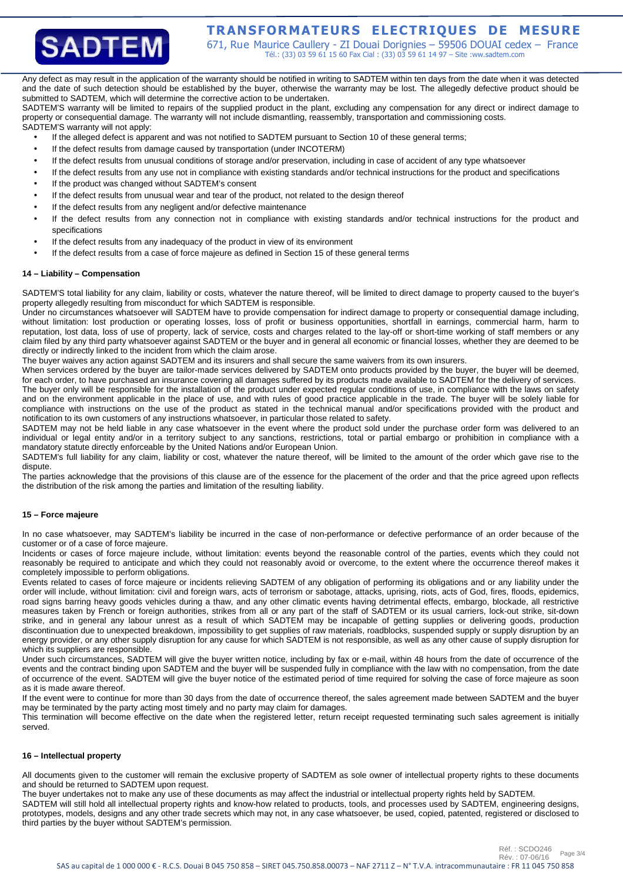Any defect as may result in the application of the warranty should be notified in writing to SADTEM within ten days from the date when it was detected and the date of such detection should be established by the buyer, otherwise the warranty may be lost. The allegedly defective product should be submitted to SADTEM, which will determine the corrective action to be undertaken.

SADTEM'S warranty will be limited to repairs of the supplied product in the plant, excluding any compensation for any direct or indirect damage to property or consequential damage. The warranty will not include dismantling, reassembly, transportation and commissioning costs.

SADTEM'S warranty will not apply:

- If the alleged defect is apparent and was not notified to SADTEM pursuant to Section 10 of these general terms;
- If the defect results from damage caused by transportation (under INCOTERM)
- If the defect results from unusual conditions of storage and/or preservation, including in case of accident of any type whatsoever
- If the defect results from any use not in compliance with existing standards and/or technical instructions for the product and specifications
- If the product was changed without SADTEM's consent
- If the defect results from unusual wear and tear of the product, not related to the design thereof
- If the defect results from any negligent and/or defective maintenance
- If the defect results from any connection not in compliance with existing standards and/or technical instructions for the product and specifications
- If the defect results from any inadequacy of the product in view of its environment
- If the defect results from a case of force majeure as defined in Section 15 of these general terms

### 14 – Liability – Compensation

SADTEM'S total liability for any claim, liability or costs, whatever the nature thereof, will be limited to direct damage to property caused to the buyer's property allegedly resulting from misconduct for which SADTEM is responsible.

Under no circumstances whatsoever will SADTEM have to provide compensation for indirect damage to property or consequential damage including, without limitation: lost production or operating losses, loss of profit or business opportunities, shortfall in earnings, commercial harm, harm to reputation, lost data, loss of use of property, lack of service, costs and charges related to the lay-off or short-time working of staff members or any claim filed by any third party whatsoever against SADTEM or the buyer and in general all economic or financial losses, whether they are deemed to be directly or indirectly linked to the incident from which the claim arose.

The buyer waives any action against SADTEM and its insurers and shall secure the same waivers from its own insurers.

When services ordered by the buyer are tailor-made services delivered by SADTEM onto products provided by the buyer, the buyer will be deemed, for each order, to have purchased an insurance covering all damages suffered by its products made available to SADTEM for the delivery of services.

The buyer only will be responsible for the installation of the product under expected regular conditions of use, in compliance with the laws on safety and on the environment applicable in the place of use, and with rules of good practice applicable in the trade. The buyer will be solely liable for compliance with instructions on the use of the product as stated in the technical manual and/or specifications provided with the product and notification to its own customers of any instructions whatsoever, in particular those related to safety.

SADTEM may not be held liable in any case whatsoever in the event where the product sold under the purchase order form was delivered to an individual or legal entity and/or in a territory subject to any sanctions, restrictions, total or partial embargo or prohibition in compliance with a mandatory statute directly enforceable by the United Nations and/or European Union.

SADTEM's full liability for any claim, liability or cost, whatever the nature thereof, will be limited to the amount of the order which gave rise to the dispute.

The parties acknowledge that the provisions of this clause are of the essence for the placement of the order and that the price agreed upon reflects the distribution of the risk among the parties and limitation of the resulting liability.

### 15 – Force majeure

In no case whatsoever, may SADTEM's liability be incurred in the case of non-performance or defective performance of an order because of the customer or of a case of force majeure.

Incidents or cases of force majeure include, without limitation: events beyond the reasonable control of the parties, events which they could not reasonably be required to anticipate and which they could not reasonably avoid or overcome, to the extent where the occurrence thereof makes it completely impossible to perform obligations.

Events related to cases of force majeure or incidents relieving SADTEM of any obligation of performing its obligations and or any liability under the order will include, without limitation: civil and foreign wars, acts of terrorism or sabotage, attacks, uprising, riots, acts of God, fires, floods, epidemics, road signs barring heavy goods vehicles during a thaw, and any other climatic events having detrimental effects, embargo, blockade, all restrictive measures taken by French or foreign authorities, strikes from all or any part of the staff of SADTEM or its usual carriers, lock-out strike, sit-down strike, and in general any labour unrest as a result of which SADTEM may be incapable of getting supplies or delivering goods, production discontinuation due to unexpected breakdown, impossibility to get supplies of raw materials, roadblocks, suspended supply or supply disruption by an energy provider, or any other supply disruption for any cause for which SADTEM is not responsible, as well as any other cause of supply disruption for which its suppliers are responsible.

Under such circumstances, SADTEM will give the buyer written notice, including by fax or e-mail, within 48 hours from the date of occurrence of the events and the contract binding upon SADTEM and the buyer will be suspended fully in compliance with the law with no compensation, from the date of occurrence of the event. SADTEM will give the buyer notice of the estimated period of time required for solving the case of force majeure as soon as it is made aware thereof.

If the event were to continue for more than 30 days from the date of occurrence thereof, the sales agreement made between SADTEM and the buyer may be terminated by the party acting most timely and no party may claim for damages.

This termination will become effective on the date when the registered letter, return receipt requested terminating such sales agreement is initially served.

### 16 – Intellectual property

All documents given to the customer will remain the exclusive property of SADTEM as sole owner of intellectual property rights to these documents and should be returned to SADTEM upon request.

The buyer undertakes not to make any use of these documents as may affect the industrial or intellectual property rights held by SADTEM.

SADTEM will still hold all intellectual property rights and know-how related to products, tools, and processes used by SADTEM, engineering designs, prototypes, models, designs and any other trade secrets which may not, in any case whatsoever, be used, copied, patented, registered or disclosed to third parties by the buyer without SADTEM's permission.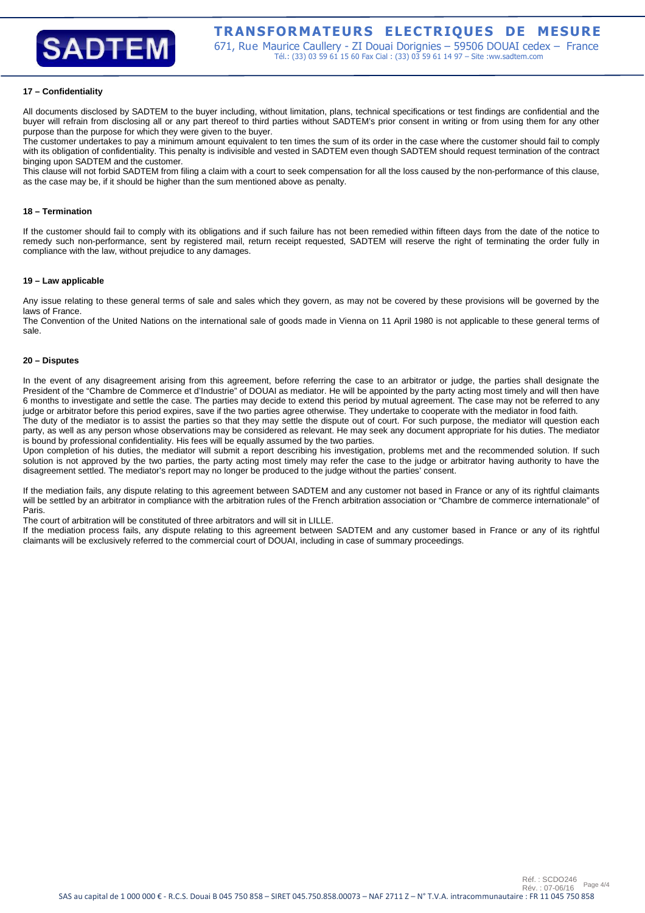**17 – Confidentiality**

All documents disclosed by SADTEM to the buyer including, without limitation, plans, technical specifications or test findings are confidential and the buyer will refrain from disclosing all or any part thereof to third parties without SADTEM's prior consent in writing or from using them for any other purpose than the purpose for which they were given to the buyer.
The customer undertakes to pay a minimum amount equivalent to ten times the sum of its order in the case where the customer should fail to comply with its obligation of confidentiality. This penalty is indivisible and vested in SADTEM even though SADTEM should request termination of the contract binging upon SADTEM and the customer.
This clause will not forbid SADTEM from filing a claim with a court to seek compensation for all the loss caused by the non-performance of this clause, as the case may be, if it should be higher than the sum mentioned above as penalty.

**18 – Termination**

If the customer should fail to comply with its obligations and if such failure has not been remedied within fifteen days from the date of the notice to remedy such non-performance, sent by registered mail, return receipt requested, SADTEM will reserve the right of terminating the order fully in compliance with the law, without prejudice to any damages.

**19 – Law applicable**

Any issue relating to these general terms of sale and sales which they govern, as may not be covered by these provisions will be governed by the laws of France.
The Convention of the United Nations on the international sale of goods made in Vienna on 11 April 1980 is not applicable to these general terms of sale.

**20 – Disputes**

In the event of any disagreement arising from this agreement, before referring the case to an arbitrator or judge, the parties shall designate the President of the "Chambre de Commerce et d'Industrie" of DOUAI as mediator. He will be appointed by the party acting most timely and will then have 6 months to investigate and settle the case. The parties may decide to extend this period by mutual agreement. The case may not be referred to any judge or arbitrator before this period expires, save if the two parties agree otherwise. They undertake to cooperate with the mediator in food faith.
The duty of the mediator is to assist the parties so that they may settle the dispute out of court. For such purpose, the mediator will question each party, as well as any person whose observations may be considered as relevant. He may seek any document appropriate for his duties. The mediator is bound by professional confidentiality. His fees will be equally assumed by the two parties.
Upon completion of his duties, the mediator will submit a report describing his investigation, problems met and the recommended solution. If such solution is not approved by the two parties, the party acting most timely may refer the case to the judge or arbitrator having authority to have the disagreement settled. The mediator's report may no longer be produced to the judge without the parties' consent.

If the mediation fails, any dispute relating to this agreement between SADTEM and any customer not based in France or any of its rightful claimants will be settled by an arbitrator in compliance with the arbitration rules of the French arbitration association or "Chambre de commerce internationale" of Paris.
The court of arbitration will be constituted of three arbitrators and will sit in LILLE.
If the mediation process fails, any dispute relating to this agreement between SADTEM and any customer based in France or any of its rightful claimants will be exclusively referred to the commercial court of DOUAI, including in case of summary proceedings.